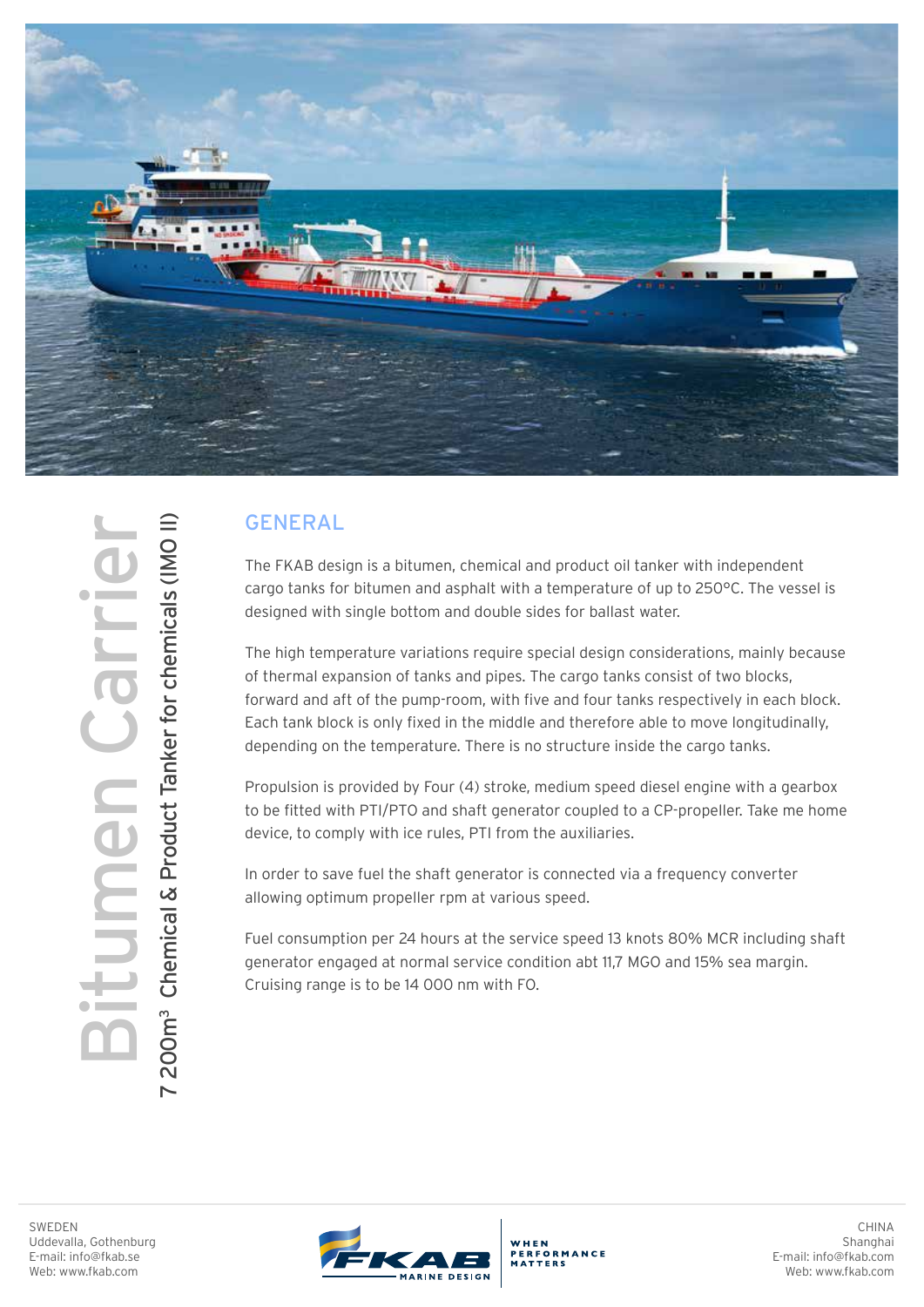# Bitumen Carrier

## 7 200m³ Chemical & Product Tanker for chemicals (IMO II)

## GENERAL

The FKAB design is a bitumen, chemical and product oil tanker with independent cargo tanks for bitumen and asphalt with a temperature of up to 250°C. The vessel is designed with single bottom and double sides for ballast water.

The high temperature variations require special design considerations, mainly because of thermal expansion of tanks and pipes. The cargo tanks consist of two blocks, forward and aft of the pump-room, with five and four tanks respectively in each block. Each tank block is only fixed in the middle and therefore able to move longitudinally, depending on the temperature. There is no structure inside the cargo tanks.

Propulsion is provided by Four (4) stroke, medium speed diesel engine with a gearbox to be fitted with PTI/PTO and shaft generator coupled to a CP-propeller. Take me home device, to comply with ice rules, PTI from the auxiliaries.

In order to save fuel the shaft generator is connected via a frequency converter allowing optimum propeller rpm at various speed.

Fuel consumption per 24 hours at the service speed 13 knots 80% MCR including shaft generator engaged at normal service condition abt 11,7 MGO and 15% sea margin. Cruising range is to be 14 000 nm with FO.

SWEDEN
Uddevalla, Gothenburg
E-mail: info@fkab.se
Web: www.fkab.com

FKAB MARINE DESIGN — WHEN PERFORMANCE MATTERS

CHINA
Shanghai
E-mail: info@fkab.com
Web: www.fkab.com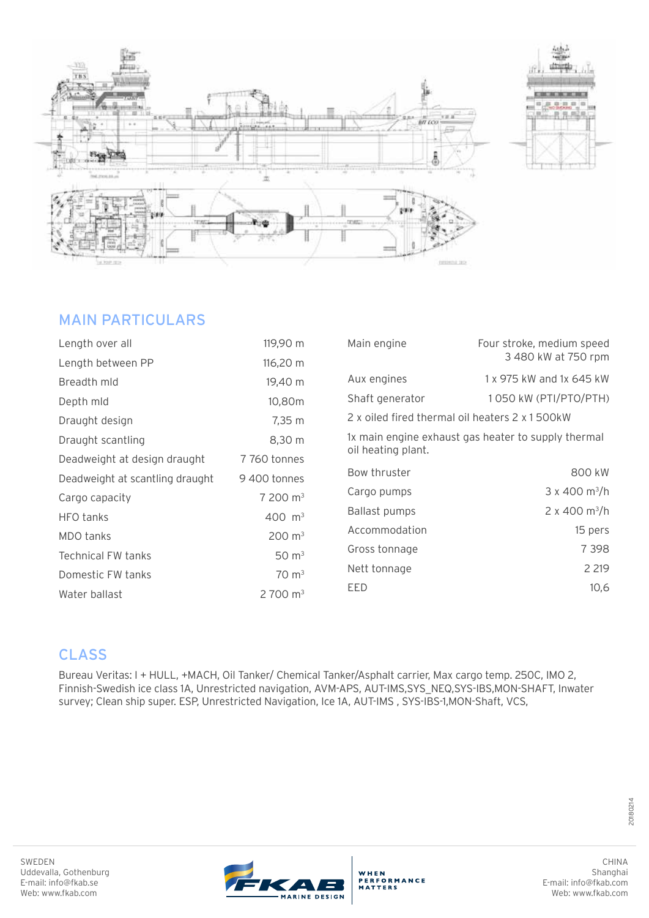## MAIN PARTICULARS

| | |
|---|---|
| Length over all | 119,90 m |
| Length between PP | 116,20 m |
| Breadth mld | 19,40 m |
| Depth mld | 10,80m |
| Draught design | 7,35 m |
| Draught scantling | 8,30 m |
| Deadweight at design draught | 7 760 tonnes |
| Deadweight at scantling draught | 9 400 tonnes |
| Cargo capacity | 7 200 $m^3$ |
| HFO tanks | 400 $m^3$ |
| MDO tanks | 200 $m^3$ |
| Technical FW tanks | 50 $m^3$ |
| Domestic FW tanks | 70 $m^3$ |
| Water ballast | 2 700 $m^3$ |

| | |
|---|---|
| Main engine | Four stroke, medium speed 3 480 kW at 750 rpm |
| Aux engines | 1 x 975 kW and 1x 645 kW |
| Shaft generator | 1 050 kW (PTI/PTO/PTH) |
| 2 x oiled fired thermal oil heaters 2 x 1 500kW | |
| 1x main engine exhaust gas heater to supply thermal oil heating plant. | |
| Bow thruster | 800 kW |
| Cargo pumps | 3 x 400 $m^3$/h |
| Ballast pumps | 2 x 400 $m^3$/h |
| Accommodation | 15 pers |
| Gross tonnage | 7 398 |
| Nett tonnage | 2 219 |
| EED | 10,6 |

## CLASS

Bureau Veritas: I + HULL, +MACH, Oil Tanker/ Chemical Tanker/Asphalt carrier, Max cargo temp. 250C, IMO 2, Finnish-Swedish ice class 1A, Unrestricted navigation, AVM-APS, AUT-IMS,SYS_NEQ,SYS-IBS,MON-SHAFT, Inwater survey; Clean ship super. ESP, Unrestricted Navigation, Ice 1A, AUT-IMS , SYS-IBS-1,MON-Shaft, VCS,

20180214

SWEDEN
Uddevalla, Gothenburg
E-mail: info@fkab.se
Web: www.fkab.com

FKAB MARINE DESIGN — WHEN PERFORMANCE MATTERS

CHINA
Shanghai
E-mail: info@fkab.com
Web: www.fkab.com